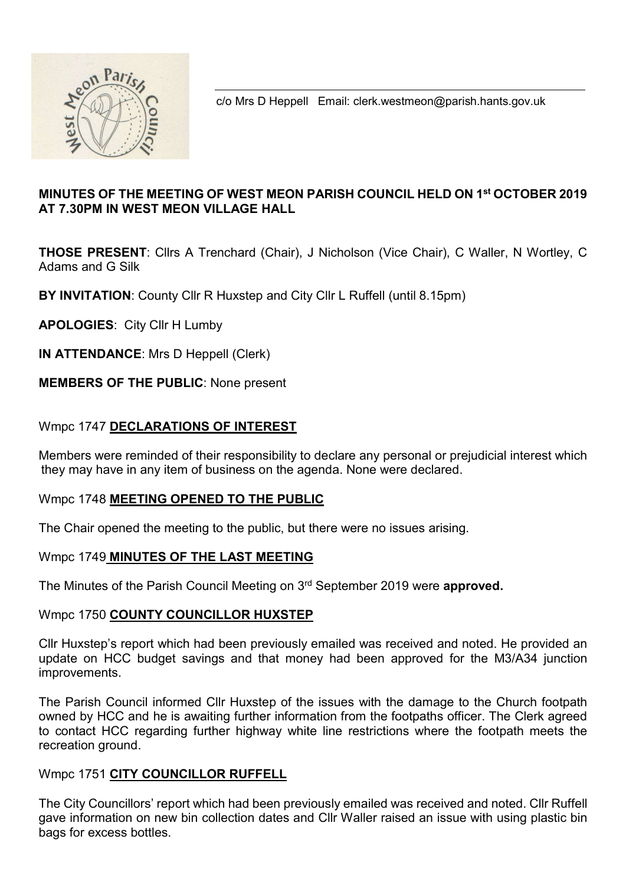c/o Mrs D Heppell Email: clerk.westmeon@parish.hants.gov.uk

**MINUTES OF THE MEETING OF WEST MEON PARISH COUNCIL HELD ON 1st OCTOBER 2019 AT 7.30PM IN WEST MEON VILLAGE HALL**

**THOSE PRESENT**: Cllrs A Trenchard (Chair), J Nicholson (Vice Chair), C Waller, N Wortley, C Adams and G Silk

**BY INVITATION**: County Cllr R Huxstep and City Cllr L Ruffell (until 8.15pm)

**APOLOGIES**: City Cllr H Lumby

**IN ATTENDANCE**: Mrs D Heppell (Clerk)

**MEMBERS OF THE PUBLIC**: None present

Wmpc 1747 **DECLARATIONS OF INTEREST**

Members were reminded of their responsibility to declare any personal or prejudicial interest which they may have in any item of business on the agenda. None were declared.

Wmpc 1748 **MEETING OPENED TO THE PUBLIC**

The Chair opened the meeting to the public, but there were no issues arising.

Wmpc 1749 **MINUTES OF THE LAST MEETING**

The Minutes of the Parish Council Meeting on 3rd September 2019 were **approved.**

Wmpc 1750 **COUNTY COUNCILLOR HUXSTEP**

Cllr Huxstep's report which had been previously emailed was received and noted. He provided an update on HCC budget savings and that money had been approved for the M3/A34 junction improvements.

The Parish Council informed Cllr Huxstep of the issues with the damage to the Church footpath owned by HCC and he is awaiting further information from the footpaths officer. The Clerk agreed to contact HCC regarding further highway white line restrictions where the footpath meets the recreation ground.

Wmpc 1751 **CITY COUNCILLOR RUFFELL**

The City Councillors' report which had been previously emailed was received and noted. Cllr Ruffell gave information on new bin collection dates and Cllr Waller raised an issue with using plastic bin bags for excess bottles.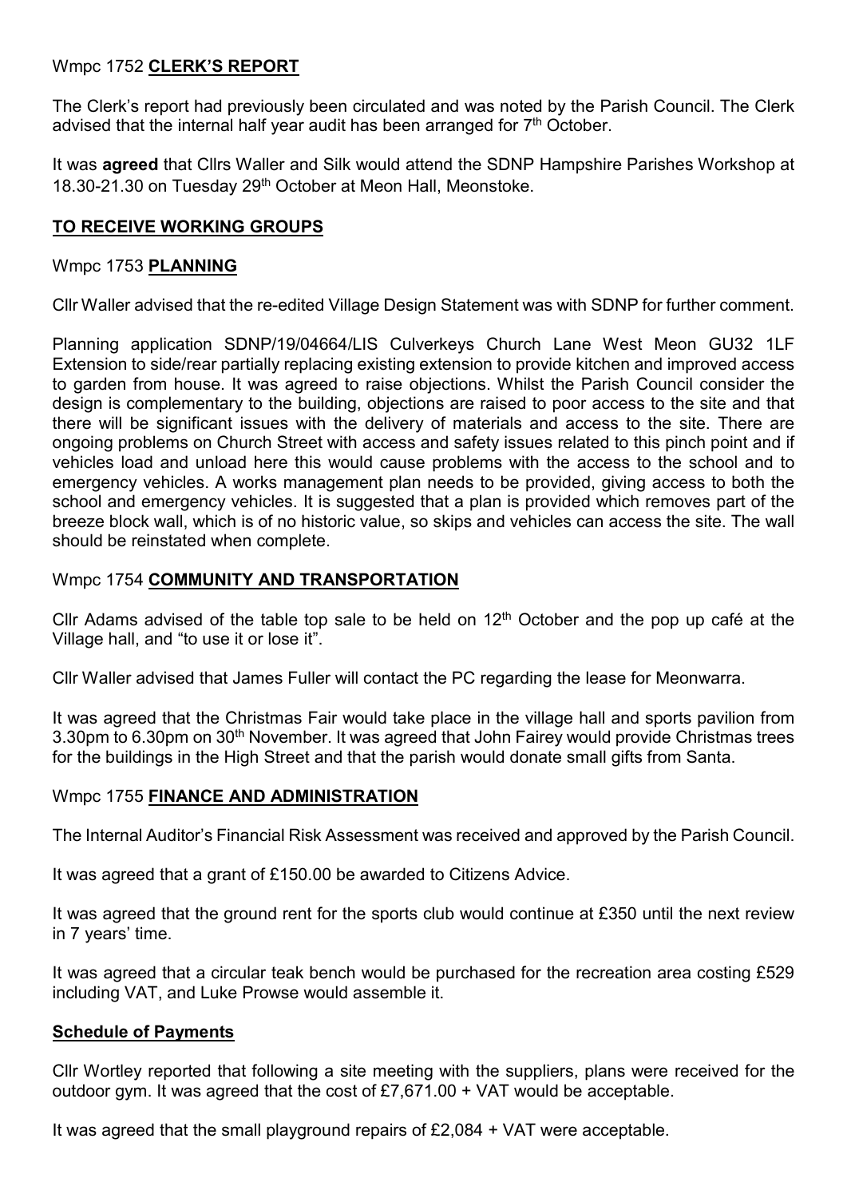Wmpc 1752 **CLERK'S REPORT**

The Clerk's report had previously been circulated and was noted by the Parish Council. The Clerk advised that the internal half year audit has been arranged for 7th October.

It was **agreed** that Cllrs Waller and Silk would attend the SDNP Hampshire Parishes Workshop at 18.30-21.30 on Tuesday 29th October at Meon Hall, Meonstoke.

**TO RECEIVE WORKING GROUPS**

Wmpc 1753 **PLANNING**

Cllr Waller advised that the re-edited Village Design Statement was with SDNP for further comment.

Planning application SDNP/19/04664/LIS Culverkeys Church Lane West Meon GU32 1LF Extension to side/rear partially replacing existing extension to provide kitchen and improved access to garden from house. It was agreed to raise objections. Whilst the Parish Council consider the design is complementary to the building, objections are raised to poor access to the site and that there will be significant issues with the delivery of materials and access to the site. There are ongoing problems on Church Street with access and safety issues related to this pinch point and if vehicles load and unload here this would cause problems with the access to the school and to emergency vehicles. A works management plan needs to be provided, giving access to both the school and emergency vehicles. It is suggested that a plan is provided which removes part of the breeze block wall, which is of no historic value, so skips and vehicles can access the site. The wall should be reinstated when complete.

Wmpc 1754 **COMMUNITY AND TRANSPORTATION**

Cllr Adams advised of the table top sale to be held on 12th October and the pop up café at the Village hall, and "to use it or lose it".

Cllr Waller advised that James Fuller will contact the PC regarding the lease for Meonwarra.

It was agreed that the Christmas Fair would take place in the village hall and sports pavilion from 3.30pm to 6.30pm on 30th November. It was agreed that John Fairey would provide Christmas trees for the buildings in the High Street and that the parish would donate small gifts from Santa.

Wmpc 1755 **FINANCE AND ADMINISTRATION**

The Internal Auditor's Financial Risk Assessment was received and approved by the Parish Council.

It was agreed that a grant of £150.00 be awarded to Citizens Advice.

It was agreed that the ground rent for the sports club would continue at £350 until the next review in 7 years' time.

It was agreed that a circular teak bench would be purchased for the recreation area costing £529 including VAT, and Luke Prowse would assemble it.

**Schedule of Payments**

Cllr Wortley reported that following a site meeting with the suppliers, plans were received for the outdoor gym. It was agreed that the cost of £7,671.00 + VAT would be acceptable.

It was agreed that the small playground repairs of £2,084 + VAT were acceptable.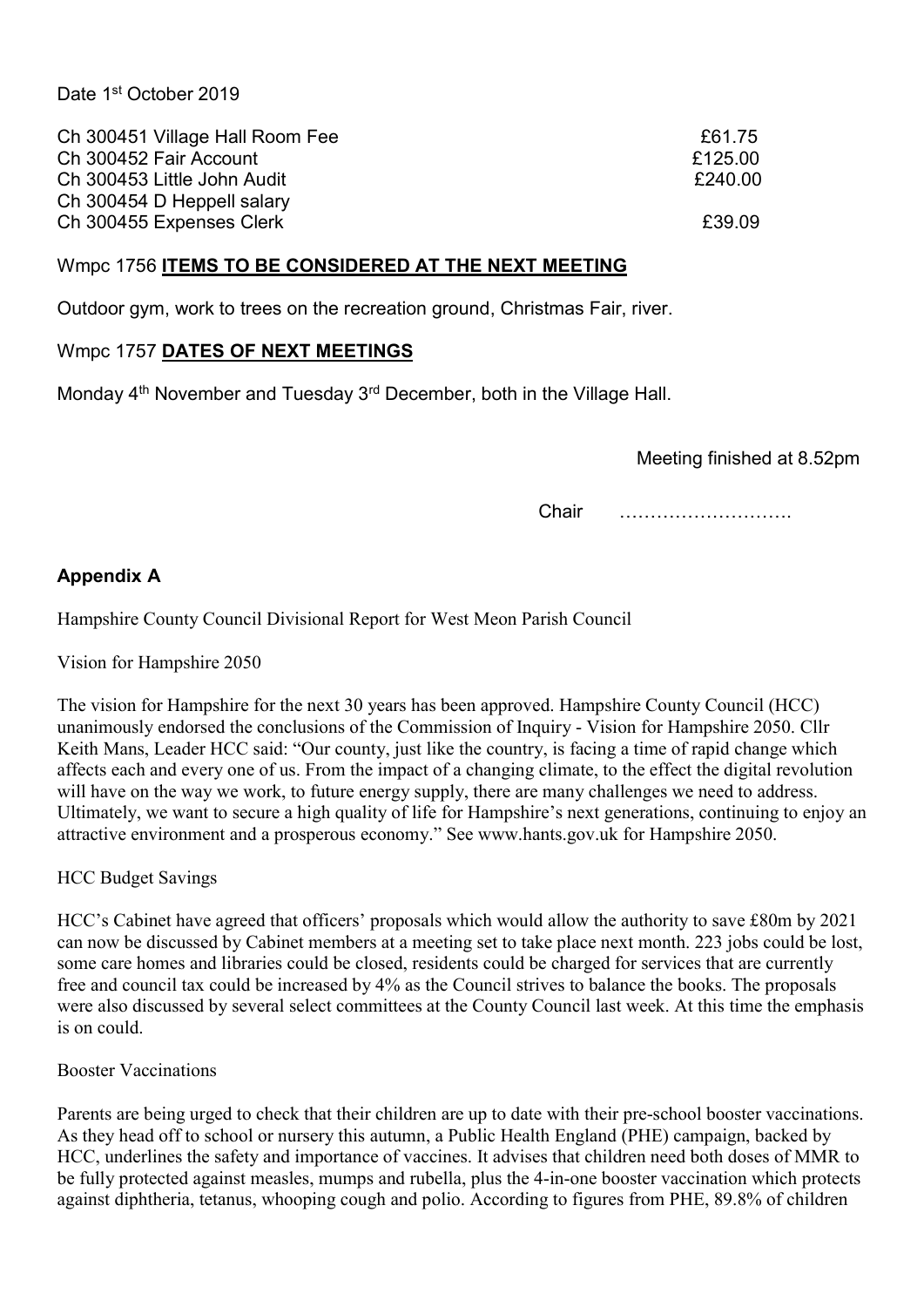Date 1st October 2019

| | |
|---|---|
| Ch 300451 Village Hall Room Fee | £61.75 |
| Ch 300452 Fair Account | £125.00 |
| Ch 300453 Little John Audit | £240.00 |
| Ch 300454 D Heppell salary | |
| Ch 300455 Expenses Clerk | £39.09 |

Wmpc 1756 **ITEMS TO BE CONSIDERED AT THE NEXT MEETING**

Outdoor gym, work to trees on the recreation ground, Christmas Fair, river.

Wmpc 1757 **DATES OF NEXT MEETINGS**

Monday 4th November and Tuesday 3rd December, both in the Village Hall.

Meeting finished at 8.52pm

Chair ……………………….

## Appendix A

Hampshire County Council Divisional Report for West Meon Parish Council

Vision for Hampshire 2050

The vision for Hampshire for the next 30 years has been approved. Hampshire County Council (HCC) unanimously endorsed the conclusions of the Commission of Inquiry - Vision for Hampshire 2050. Cllr Keith Mans, Leader HCC said: "Our county, just like the country, is facing a time of rapid change which affects each and every one of us. From the impact of a changing climate, to the effect the digital revolution will have on the way we work, to future energy supply, there are many challenges we need to address. Ultimately, we want to secure a high quality of life for Hampshire's next generations, continuing to enjoy an attractive environment and a prosperous economy." See www.hants.gov.uk for Hampshire 2050.

HCC Budget Savings

HCC's Cabinet have agreed that officers' proposals which would allow the authority to save £80m by 2021 can now be discussed by Cabinet members at a meeting set to take place next month. 223 jobs could be lost, some care homes and libraries could be closed, residents could be charged for services that are currently free and council tax could be increased by 4% as the Council strives to balance the books. The proposals were also discussed by several select committees at the County Council last week. At this time the emphasis is on could.

Booster Vaccinations

Parents are being urged to check that their children are up to date with their pre-school booster vaccinations. As they head off to school or nursery this autumn, a Public Health England (PHE) campaign, backed by HCC, underlines the safety and importance of vaccines. It advises that children need both doses of MMR to be fully protected against measles, mumps and rubella, plus the 4-in-one booster vaccination which protects against diphtheria, tetanus, whooping cough and polio. According to figures from PHE, 89.8% of children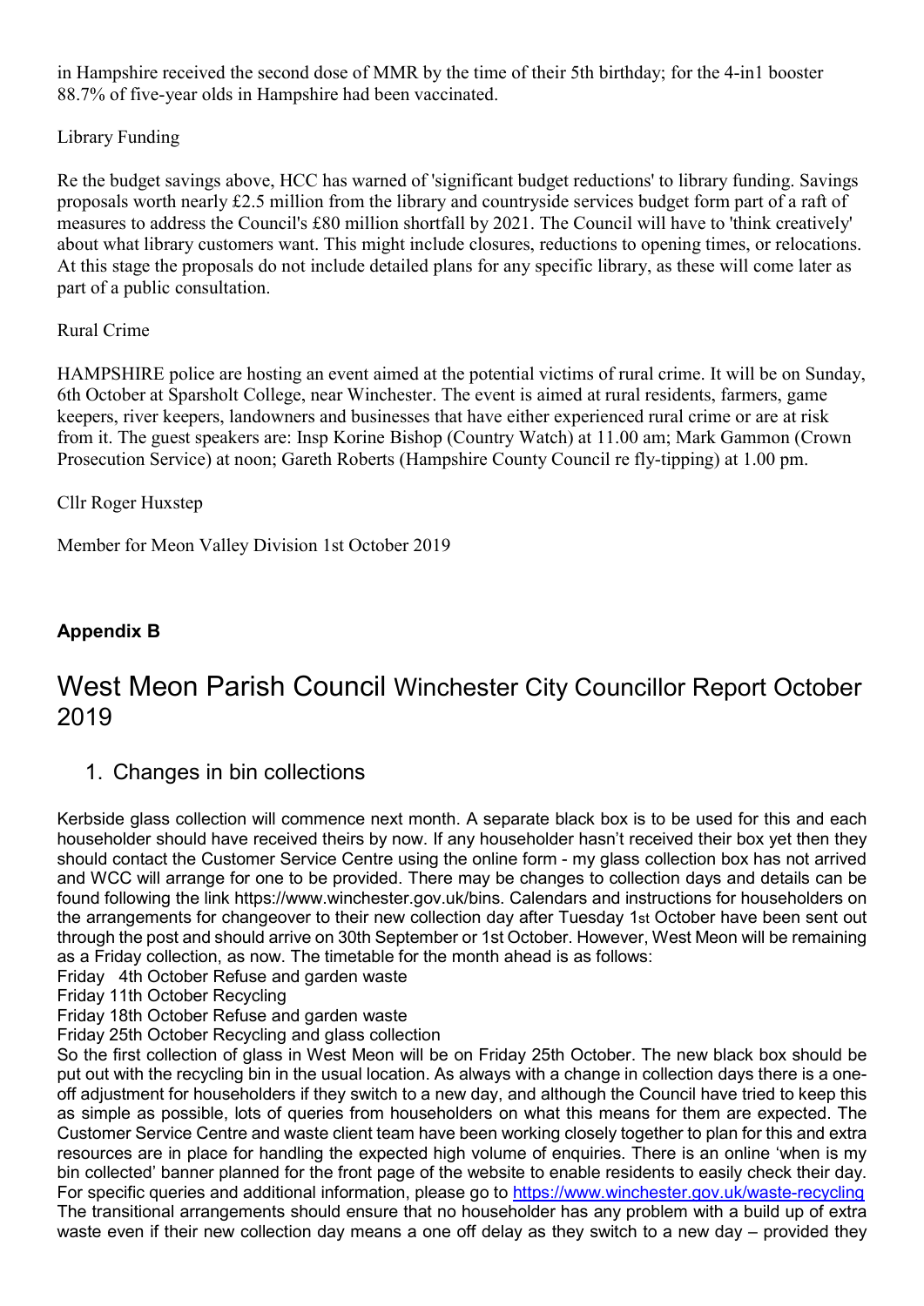in Hampshire received the second dose of MMR by the time of their 5th birthday; for the 4-in1 booster 88.7% of five-year olds in Hampshire had been vaccinated.

Library Funding

Re the budget savings above, HCC has warned of 'significant budget reductions' to library funding. Savings proposals worth nearly £2.5 million from the library and countryside services budget form part of a raft of measures to address the Council's £80 million shortfall by 2021. The Council will have to 'think creatively' about what library customers want. This might include closures, reductions to opening times, or relocations. At this stage the proposals do not include detailed plans for any specific library, as these will come later as part of a public consultation.

Rural Crime

HAMPSHIRE police are hosting an event aimed at the potential victims of rural crime. It will be on Sunday, 6th October at Sparsholt College, near Winchester. The event is aimed at rural residents, farmers, game keepers, river keepers, landowners and businesses that have either experienced rural crime or are at risk from it. The guest speakers are: Insp Korine Bishop (Country Watch) at 11.00 am; Mark Gammon (Crown Prosecution Service) at noon; Gareth Roberts (Hampshire County Council re fly-tipping) at 1.00 pm.

Cllr Roger Huxstep

Member for Meon Valley Division 1st October 2019

**Appendix B**

# West Meon Parish Council Winchester City Councillor Report October 2019

## 1. Changes in bin collections

Kerbside glass collection will commence next month. A separate black box is to be used for this and each householder should have received theirs by now. If any householder hasn't received their box yet then they should contact the Customer Service Centre using the online form - my glass collection box has not arrived and WCC will arrange for one to be provided. There may be changes to collection days and details can be found following the link https://www.winchester.gov.uk/bins. Calendars and instructions for householders on the arrangements for changeover to their new collection day after Tuesday 1st October have been sent out through the post and should arrive on 30th September or 1st October. However, West Meon will be remaining as a Friday collection, as now. The timetable for the month ahead is as follows:

Friday 4th October Refuse and garden waste
Friday 11th October Recycling
Friday 18th October Refuse and garden waste
Friday 25th October Recycling and glass collection

So the first collection of glass in West Meon will be on Friday 25th October. The new black box should be put out with the recycling bin in the usual location. As always with a change in collection days there is a one-off adjustment for householders if they switch to a new day, and although the Council have tried to keep this as simple as possible, lots of queries from householders on what this means for them are expected. The Customer Service Centre and waste client team have been working closely together to plan for this and extra resources are in place for handling the expected high volume of enquiries. There is an online 'when is my bin collected' banner planned for the front page of the website to enable residents to easily check their day. For specific queries and additional information, please go to https://www.winchester.gov.uk/waste-recycling The transitional arrangements should ensure that no householder has any problem with a build up of extra waste even if their new collection day means a one off delay as they switch to a new day – provided they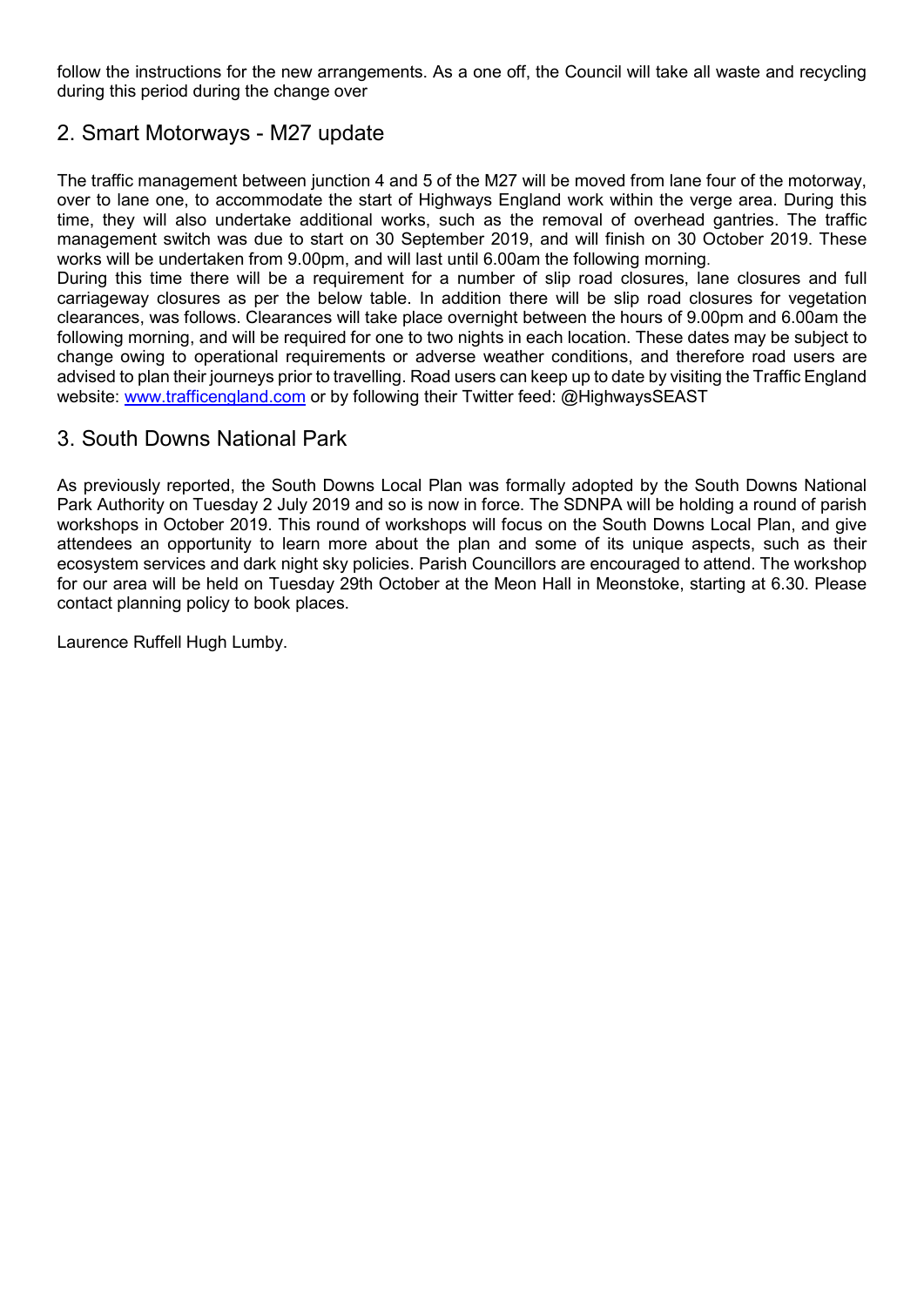follow the instructions for the new arrangements. As a one off, the Council will take all waste and recycling during this period during the change over

## 2. Smart Motorways - M27 update

The traffic management between junction 4 and 5 of the M27 will be moved from lane four of the motorway, over to lane one, to accommodate the start of Highways England work within the verge area. During this time, they will also undertake additional works, such as the removal of overhead gantries. The traffic management switch was due to start on 30 September 2019, and will finish on 30 October 2019. These works will be undertaken from 9.00pm, and will last until 6.00am the following morning.
During this time there will be a requirement for a number of slip road closures, lane closures and full carriageway closures as per the below table. In addition there will be slip road closures for vegetation clearances, was follows. Clearances will take place overnight between the hours of 9.00pm and 6.00am the following morning, and will be required for one to two nights in each location. These dates may be subject to change owing to operational requirements or adverse weather conditions, and therefore road users are advised to plan their journeys prior to travelling. Road users can keep up to date by visiting the Traffic England website: [www.trafficengland.com](http://www.trafficengland.com) or by following their Twitter feed: @HighwaysSEAST

## 3. South Downs National Park

As previously reported, the South Downs Local Plan was formally adopted by the South Downs National Park Authority on Tuesday 2 July 2019 and so is now in force. The SDNPA will be holding a round of parish workshops in October 2019. This round of workshops will focus on the South Downs Local Plan, and give attendees an opportunity to learn more about the plan and some of its unique aspects, such as their ecosystem services and dark night sky policies. Parish Councillors are encouraged to attend. The workshop for our area will be held on Tuesday 29th October at the Meon Hall in Meonstoke, starting at 6.30. Please contact planning policy to book places.

Laurence Ruffell Hugh Lumby.